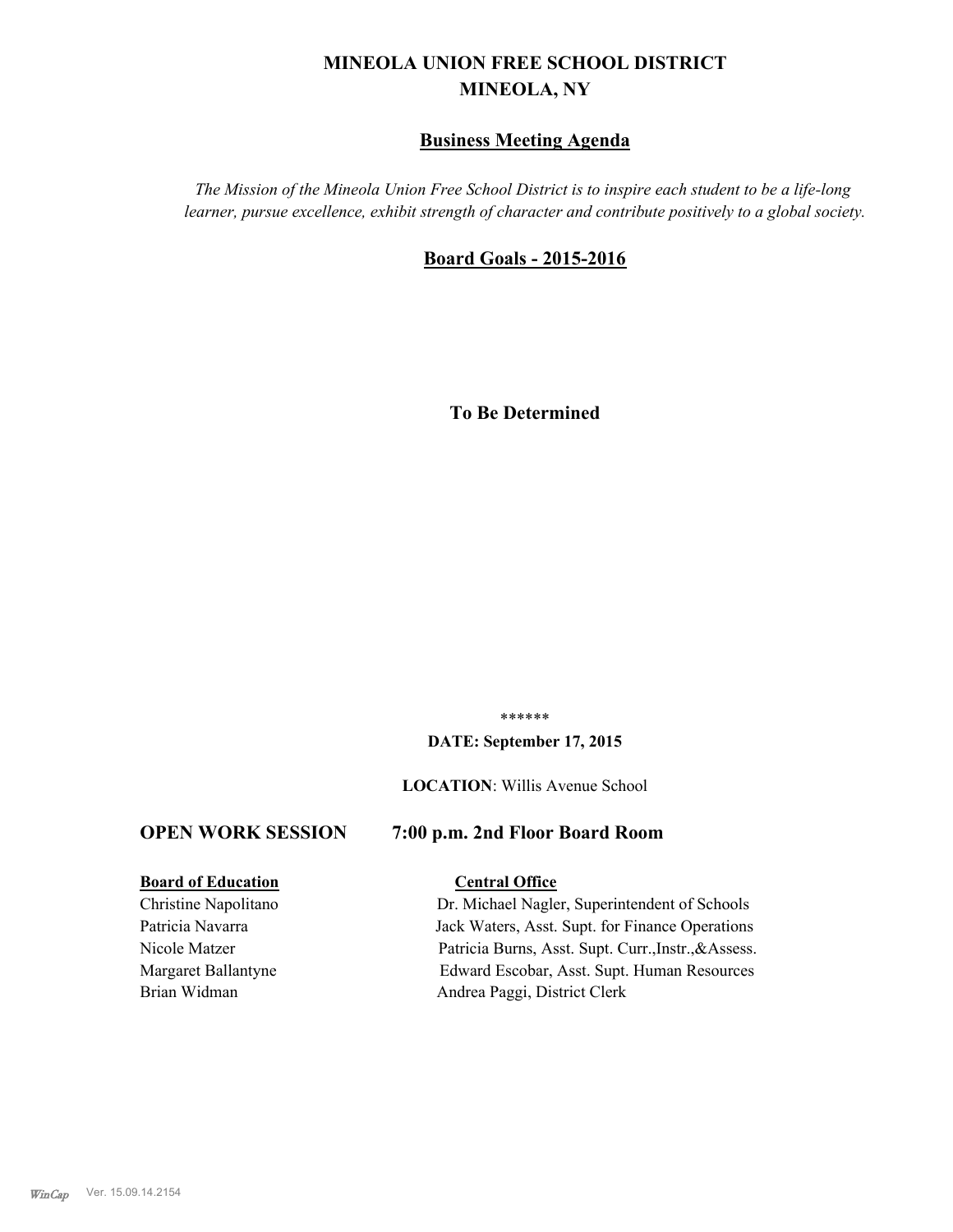# MINEOLA UNION FREE SCHOOL DISTRICT
# MINEOLA, NY

## Business Meeting Agenda

*The Mission of the Mineola Union Free School District is to inspire each student to be a life-long learner, pursue excellence, exhibit strength of character and contribute positively to a global society.*

## Board Goals - 2015-2016

**To Be Determined**

******

**DATE: September 17, 2015**

**LOCATION**: Willis Avenue School

### OPEN WORK SESSION 7:00 p.m. 2nd Floor Board Room

| **Board of Education** | **Central Office** |
|---|---|
| Christine Napolitano | Dr. Michael Nagler, Superintendent of Schools |
| Patricia Navarra | Jack Waters, Asst. Supt. for Finance Operations |
| Nicole Matzer | Patricia Burns, Asst. Supt. Curr.,Instr.,&Assess. |
| Margaret Ballantyne | Edward Escobar, Asst. Supt. Human Resources |
| Brian Widman | Andrea Paggi, District Clerk |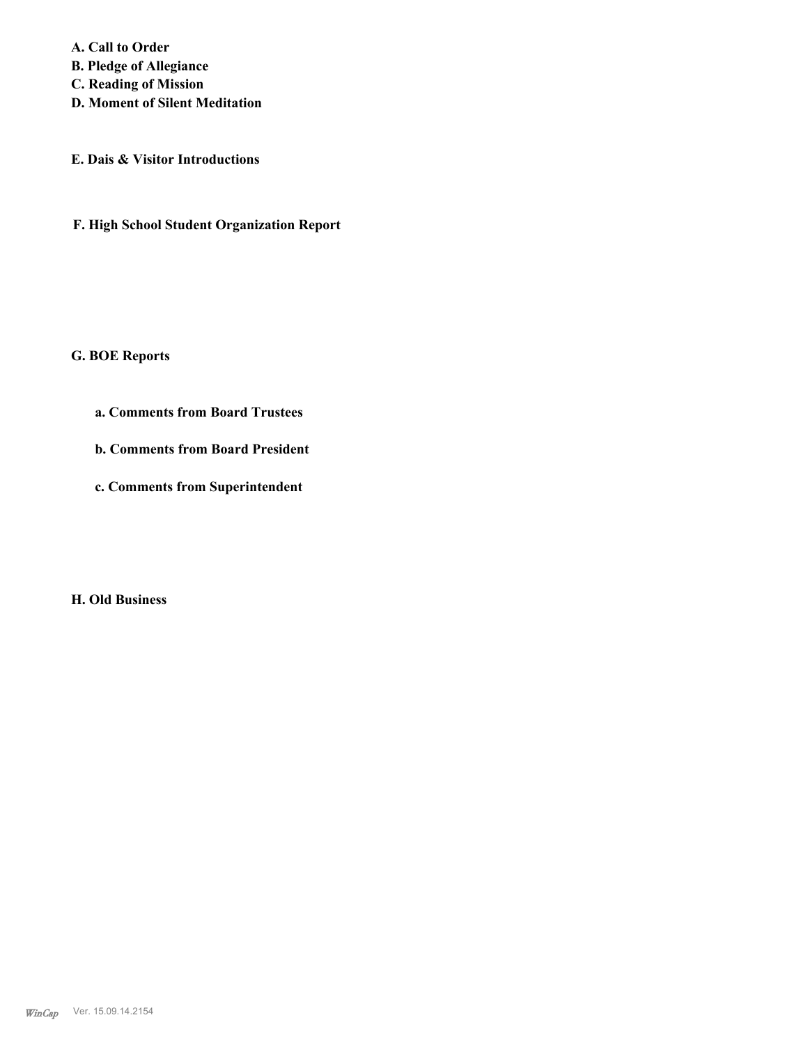**A. Call to Order**
**B. Pledge of Allegiance**
**C. Reading of Mission**
**D. Moment of Silent Meditation**

**E. Dais & Visitor Introductions**

**F. High School Student Organization Report**

**G. BOE Reports**

**a. Comments from Board Trustees**

**b. Comments from Board President**

**c. Comments from Superintendent**

**H. Old Business**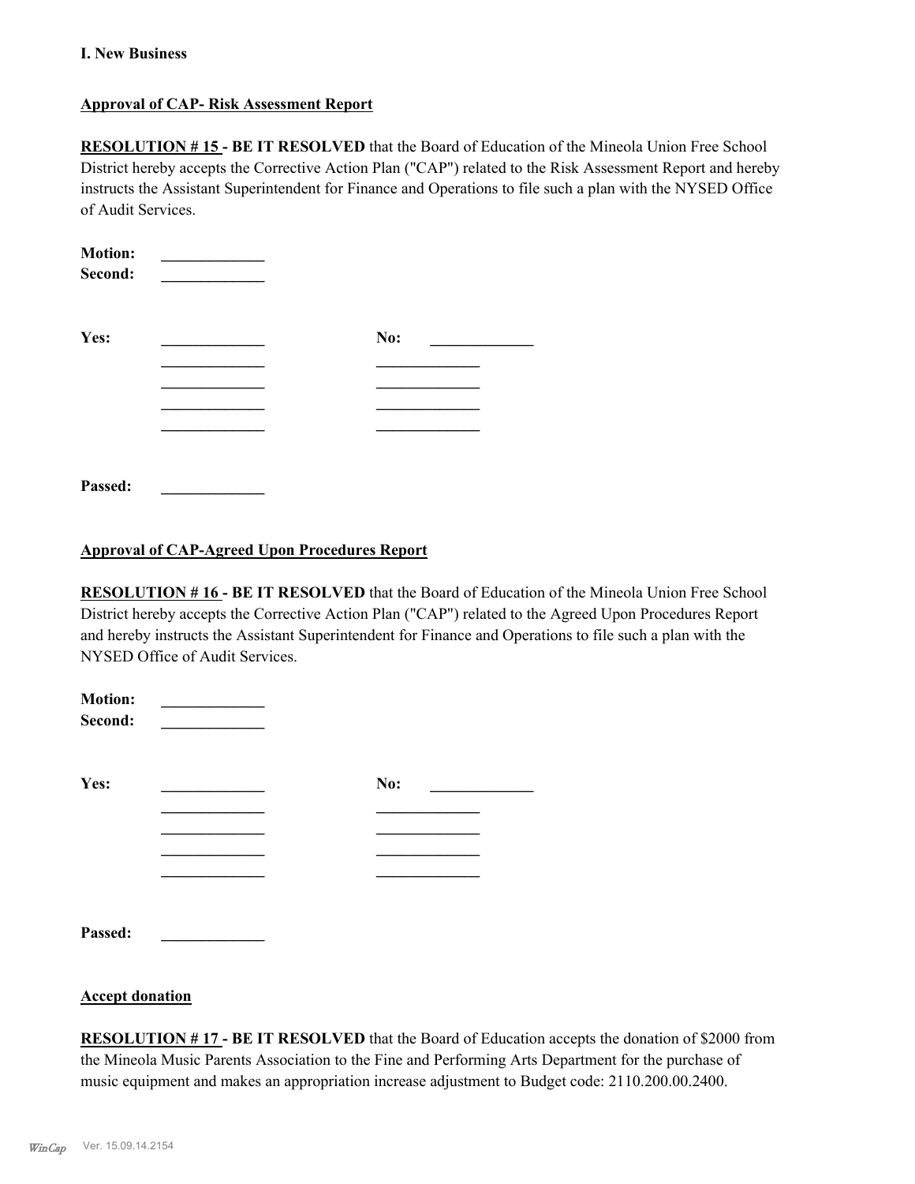## I. New Business

**Approval of CAP- Risk Assessment Report**

**RESOLUTION # 15 - BE IT RESOLVED** that the Board of Education of the Mineola Union Free School District hereby accepts the Corrective Action Plan ("CAP") related to the Risk Assessment Report and hereby instructs the Assistant Superintendent for Finance and Operations to file such a plan with the NYSED Office of Audit Services.

**Motion:** _____________
**Second:** _____________

| **Yes:** | _____________ | **No:** | _____________ |
|---|---|---|---|
| | _____________ | | _____________ |
| | _____________ | | _____________ |
| | _____________ | | _____________ |
| | _____________ | | _____________ |

**Passed:** _____________

**Approval of CAP-Agreed Upon Procedures Report**

**RESOLUTION # 16 - BE IT RESOLVED** that the Board of Education of the Mineola Union Free School District hereby accepts the Corrective Action Plan ("CAP") related to the Agreed Upon Procedures Report and hereby instructs the Assistant Superintendent for Finance and Operations to file such a plan with the NYSED Office of Audit Services.

**Motion:** _____________
**Second:** _____________

| **Yes:** | _____________ | **No:** | _____________ |
|---|---|---|---|
| | _____________ | | _____________ |
| | _____________ | | _____________ |
| | _____________ | | _____________ |
| | _____________ | | _____________ |

**Passed:** _____________

**Accept donation**

**RESOLUTION # 17 - BE IT RESOLVED** that the Board of Education accepts the donation of $2000 from the Mineola Music Parents Association to the Fine and Performing Arts Department for the purchase of music equipment and makes an appropriation increase adjustment to Budget code: 2110.200.00.2400.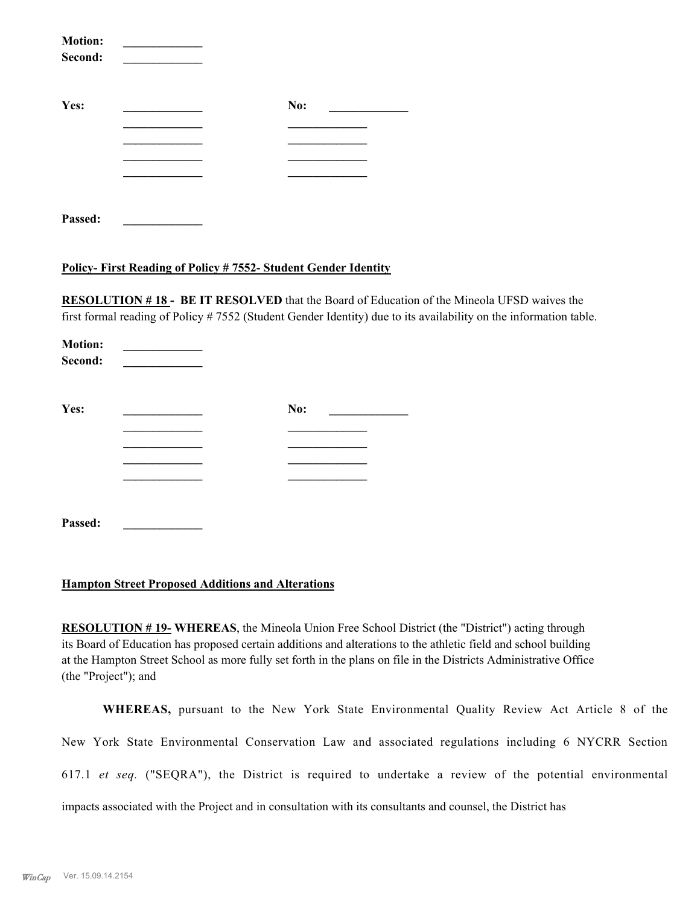**Motion:** _____________
**Second:** _____________

**Yes:** _____________ **No:** _____________
_____________ _____________
_____________ _____________
_____________ _____________
_____________ _____________

**Passed:** _____________

**Policy- First Reading of Policy # 7552- Student Gender Identity**

**RESOLUTION # 18 - BE IT RESOLVED** that the Board of Education of the Mineola UFSD waives the first formal reading of Policy # 7552 (Student Gender Identity) due to its availability on the information table.

**Motion:** _____________
**Second:** _____________

**Yes:** _____________ **No:** _____________
_____________ _____________
_____________ _____________
_____________ _____________
_____________ _____________

**Passed:** _____________

**Hampton Street Proposed Additions and Alterations**

**RESOLUTION # 19- WHEREAS**, the Mineola Union Free School District (the "District") acting through its Board of Education has proposed certain additions and alterations to the athletic field and school building at the Hampton Street School as more fully set forth in the plans on file in the Districts Administrative Office (the "Project"); and

**WHEREAS,** pursuant to the New York State Environmental Quality Review Act Article 8 of the New York State Environmental Conservation Law and associated regulations including 6 NYCRR Section 617.1 *et seq.* ("SEQRA"), the District is required to undertake a review of the potential environmental impacts associated with the Project and in consultation with its consultants and counsel, the District has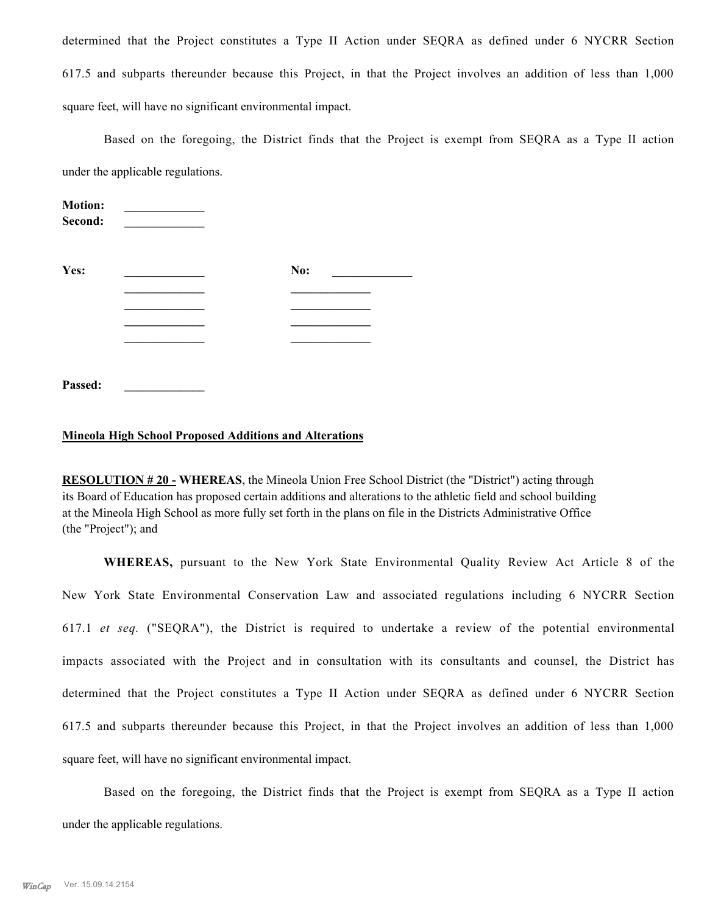determined that the Project constitutes a Type II Action under SEQRA as defined under 6 NYCRR Section 617.5 and subparts thereunder because this Project, in that the Project involves an addition of less than 1,000 square feet, will have no significant environmental impact.

Based on the foregoing, the District finds that the Project is exempt from SEQRA as a Type II action under the applicable regulations.

**Motion:** _____________
**Second:** _____________

**Yes:** _____________ **No:** _____________
_____________ _____________
_____________ _____________
_____________ _____________
_____________ _____________

**Passed:** _____________

**Mineola High School Proposed Additions and Alterations**

**RESOLUTION # 20 - WHEREAS**, the Mineola Union Free School District (the "District") acting through its Board of Education has proposed certain additions and alterations to the athletic field and school building at the Mineola High School as more fully set forth in the plans on file in the Districts Administrative Office (the "Project"); and

**WHEREAS,** pursuant to the New York State Environmental Quality Review Act Article 8 of the New York State Environmental Conservation Law and associated regulations including 6 NYCRR Section 617.1 *et seq.* ("SEQRA"), the District is required to undertake a review of the potential environmental impacts associated with the Project and in consultation with its consultants and counsel, the District has determined that the Project constitutes a Type II Action under SEQRA as defined under 6 NYCRR Section 617.5 and subparts thereunder because this Project, in that the Project involves an addition of less than 1,000 square feet, will have no significant environmental impact.

Based on the foregoing, the District finds that the Project is exempt from SEQRA as a Type II action under the applicable regulations.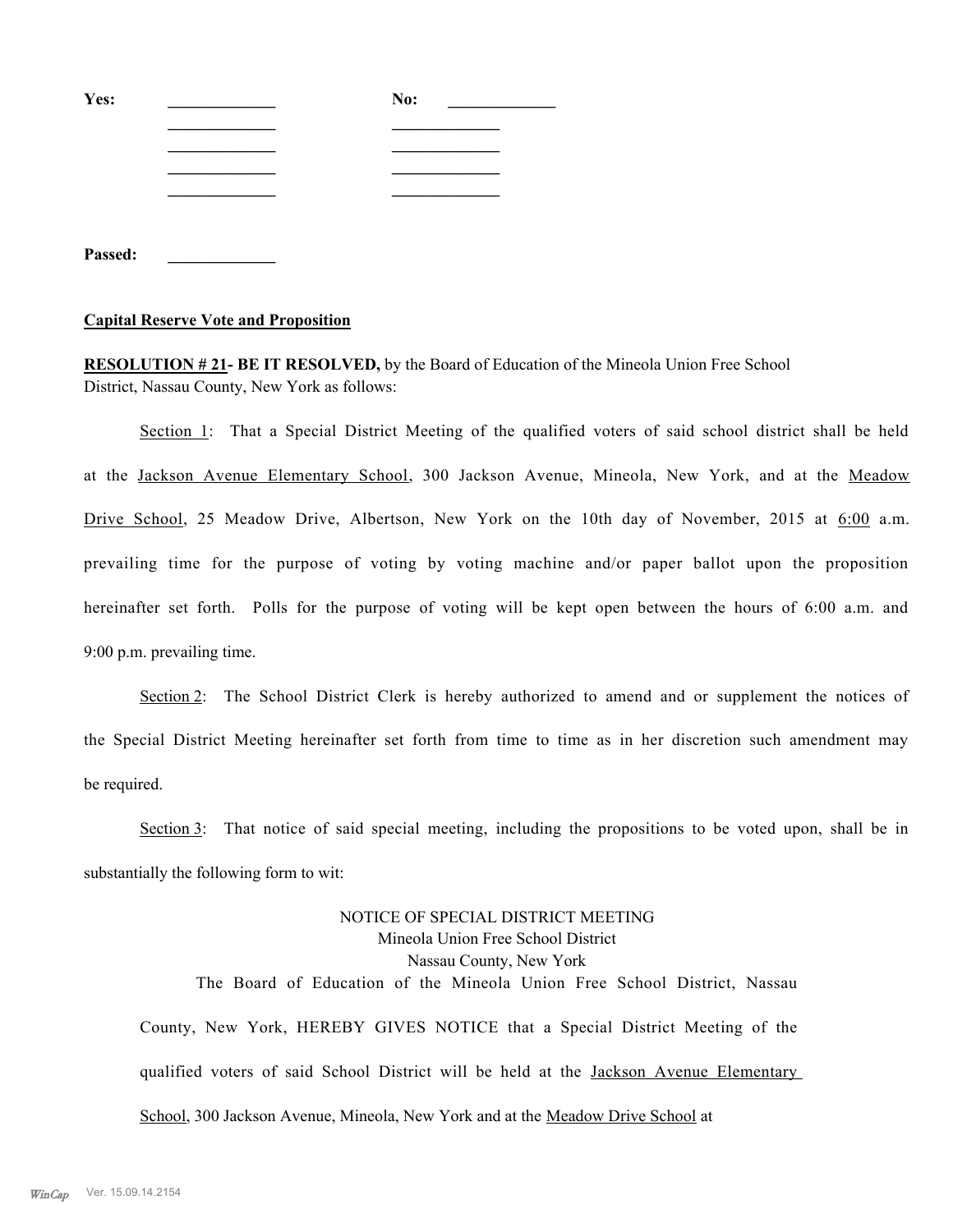**Yes:** _____________ **No:** _____________

_____________ _____________

_____________ _____________

_____________ _____________

_____________ _____________

**Passed:** _____________

**Capital Reserve Vote and Proposition**

**RESOLUTION # 21- BE IT RESOLVED,** by the Board of Education of the Mineola Union Free School District, Nassau County, New York as follows:

Section 1: That a Special District Meeting of the qualified voters of said school district shall be held at the Jackson Avenue Elementary School, 300 Jackson Avenue, Mineola, New York, and at the Meadow Drive School, 25 Meadow Drive, Albertson, New York on the 10th day of November, 2015 at 6:00 a.m. prevailing time for the purpose of voting by voting machine and/or paper ballot upon the proposition hereinafter set forth. Polls for the purpose of voting will be kept open between the hours of 6:00 a.m. and 9:00 p.m. prevailing time.

Section 2: The School District Clerk is hereby authorized to amend and or supplement the notices of the Special District Meeting hereinafter set forth from time to time as in her discretion such amendment may be required.

Section 3: That notice of said special meeting, including the propositions to be voted upon, shall be in substantially the following form to wit:

NOTICE OF SPECIAL DISTRICT MEETING
Mineola Union Free School District
Nassau County, New York

The Board of Education of the Mineola Union Free School District, Nassau County, New York, HEREBY GIVES NOTICE that a Special District Meeting of the qualified voters of said School District will be held at the Jackson Avenue Elementary School, 300 Jackson Avenue, Mineola, New York and at the Meadow Drive School at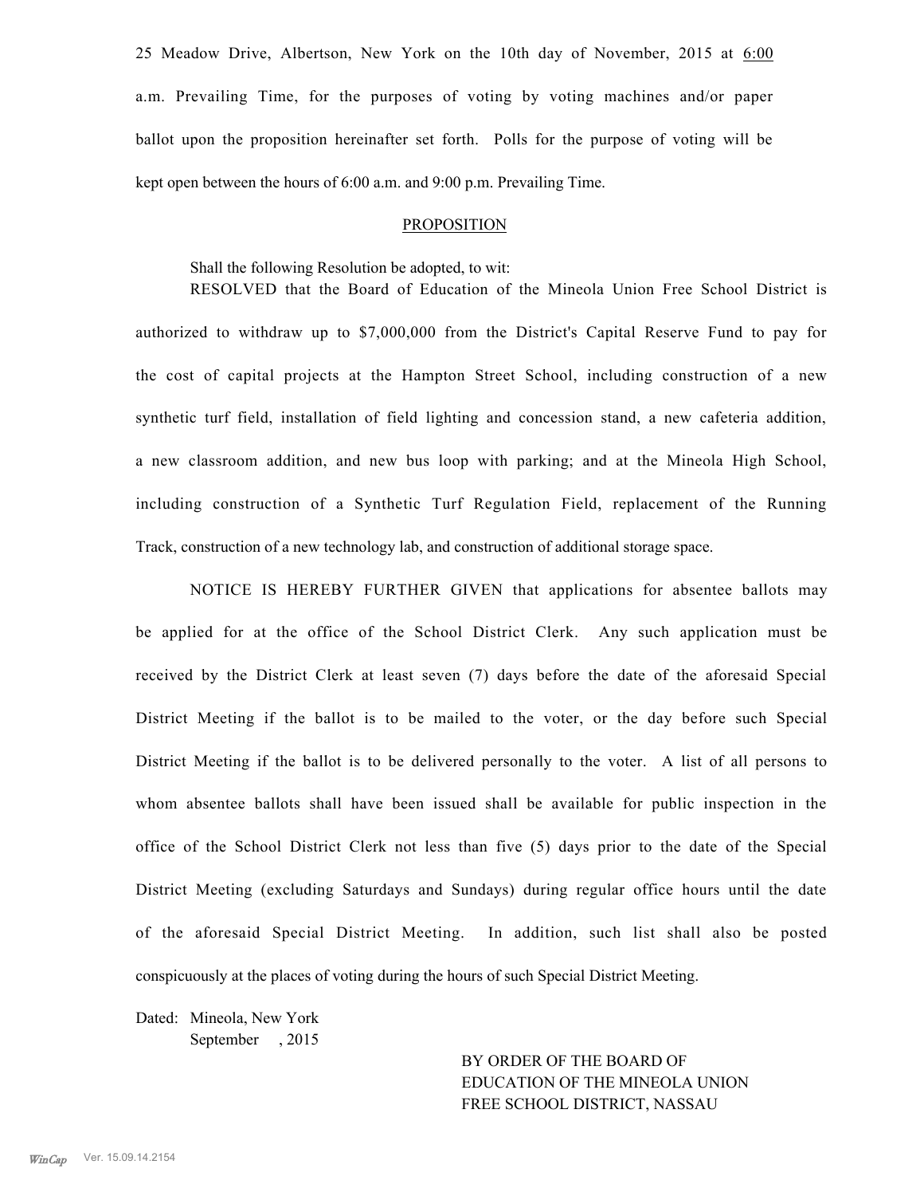25 Meadow Drive, Albertson, New York on the 10th day of November, 2015 at 6:00 a.m. Prevailing Time, for the purposes of voting by voting machines and/or paper ballot upon the proposition hereinafter set forth. Polls for the purpose of voting will be kept open between the hours of 6:00 a.m. and 9:00 p.m. Prevailing Time.

PROPOSITION

Shall the following Resolution be adopted, to wit:

RESOLVED that the Board of Education of the Mineola Union Free School District is authorized to withdraw up to $7,000,000 from the District's Capital Reserve Fund to pay for the cost of capital projects at the Hampton Street School, including construction of a new synthetic turf field, installation of field lighting and concession stand, a new cafeteria addition, a new classroom addition, and new bus loop with parking; and at the Mineola High School, including construction of a Synthetic Turf Regulation Field, replacement of the Running Track, construction of a new technology lab, and construction of additional storage space.

NOTICE IS HEREBY FURTHER GIVEN that applications for absentee ballots may be applied for at the office of the School District Clerk. Any such application must be received by the District Clerk at least seven (7) days before the date of the aforesaid Special District Meeting if the ballot is to be mailed to the voter, or the day before such Special District Meeting if the ballot is to be delivered personally to the voter. A list of all persons to whom absentee ballots shall have been issued shall be available for public inspection in the office of the School District Clerk not less than five (5) days prior to the date of the Special District Meeting (excluding Saturdays and Sundays) during regular office hours until the date of the aforesaid Special District Meeting. In addition, such list shall also be posted conspicuously at the places of voting during the hours of such Special District Meeting.

Dated: Mineola, New York
September , 2015

BY ORDER OF THE BOARD OF
EDUCATION OF THE MINEOLA UNION
FREE SCHOOL DISTRICT, NASSAU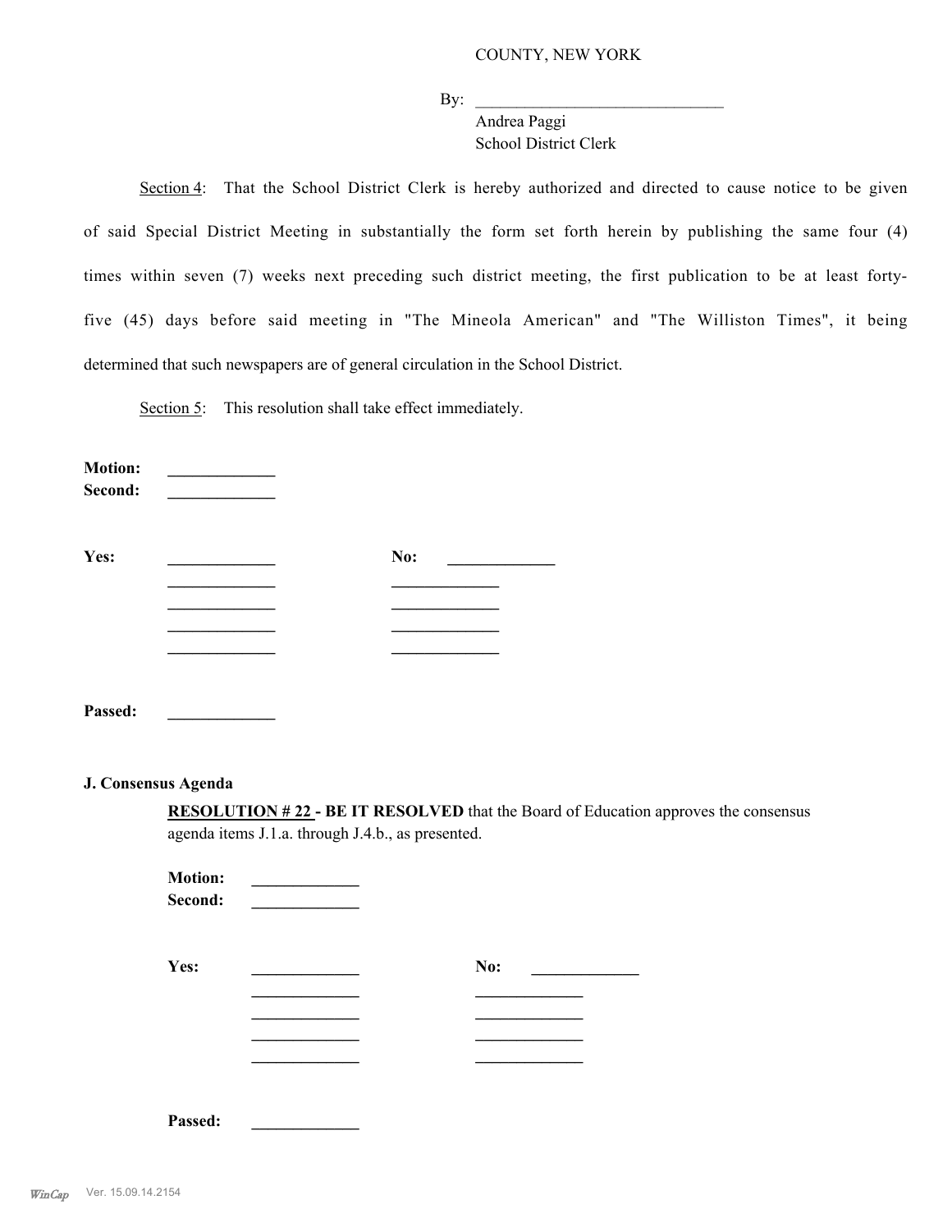COUNTY, NEW YORK

By: ______________________________
Andrea Paggi
School District Clerk

Section 4: That the School District Clerk is hereby authorized and directed to cause notice to be given of said Special District Meeting in substantially the form set forth herein by publishing the same four (4) times within seven (7) weeks next preceding such district meeting, the first publication to be at least forty-five (45) days before said meeting in "The Mineola American" and "The Williston Times", it being determined that such newspapers are of general circulation in the School District.

Section 5: This resolution shall take effect immediately.

**Motion:** _____________
**Second:** _____________

**Yes:** _____________ **No:** _____________
_____________ _____________
_____________ _____________
_____________ _____________
_____________ _____________

**Passed:** _____________

**J. Consensus Agenda**

**RESOLUTION # 22 - BE IT RESOLVED** that the Board of Education approves the consensus agenda items J.1.a. through J.4.b., as presented.

**Motion:** _____________
**Second:** _____________

**Yes:** _____________ **No:** _____________
_____________ _____________
_____________ _____________
_____________ _____________
_____________ _____________

**Passed:** _____________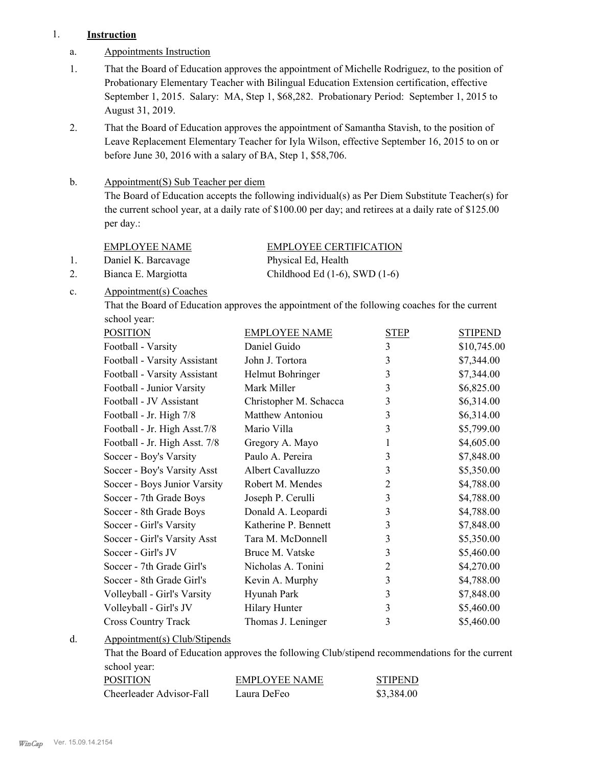1. **Instruction**

a. Appointments Instruction

1. That the Board of Education approves the appointment of Michelle Rodriguez, to the position of Probationary Elementary Teacher with Bilingual Education Extension certification, effective September 1, 2015. Salary: MA, Step 1, $68,282. Probationary Period: September 1, 2015 to August 31, 2019.

2. That the Board of Education approves the appointment of Samantha Stavish, to the position of Leave Replacement Elementary Teacher for Iyla Wilson, effective September 16, 2015 to on or before June 30, 2016 with a salary of BA, Step 1, $58,706.

b. Appointment(S) Sub Teacher per diem

The Board of Education accepts the following individual(s) as Per Diem Substitute Teacher(s) for the current school year, at a daily rate of $100.00 per day; and retirees at a daily rate of $125.00 per day.:

| | EMPLOYEE NAME | EMPLOYEE CERTIFICATION |
|---|---|---|
| 1. | Daniel K. Barcavage | Physical Ed, Health |
| 2. | Bianca E. Margiotta | Childhood Ed (1-6), SWD (1-6) |

c. Appointment(s) Coaches

That the Board of Education approves the appointment of the following coaches for the current school year:

| POSITION | EMPLOYEE NAME | STEP | STIPEND |
|---|---|---|---|
| Football - Varsity | Daniel Guido | 3 | $10,745.00 |
| Football - Varsity Assistant | John J. Tortora | 3 | $7,344.00 |
| Football - Varsity Assistant | Helmut Bohringer | 3 | $7,344.00 |
| Football - Junior Varsity | Mark Miller | 3 | $6,825.00 |
| Football - JV Assistant | Christopher M. Schacca | 3 | $6,314.00 |
| Football - Jr. High 7/8 | Matthew Antoniou | 3 | $6,314.00 |
| Football - Jr. High Asst.7/8 | Mario Villa | 3 | $5,799.00 |
| Football - Jr. High Asst. 7/8 | Gregory A. Mayo | 1 | $4,605.00 |
| Soccer - Boy's Varsity | Paulo A. Pereira | 3 | $7,848.00 |
| Soccer - Boy's Varsity Asst | Albert Cavalluzzo | 3 | $5,350.00 |
| Soccer - Boys Junior Varsity | Robert M. Mendes | 2 | $4,788.00 |
| Soccer - 7th Grade Boys | Joseph P. Cerulli | 3 | $4,788.00 |
| Soccer - 8th Grade Boys | Donald A. Leopardi | 3 | $4,788.00 |
| Soccer - Girl's Varsity | Katherine P. Bennett | 3 | $7,848.00 |
| Soccer - Girl's Varsity Asst | Tara M. McDonnell | 3 | $5,350.00 |
| Soccer - Girl's JV | Bruce M. Vatske | 3 | $5,460.00 |
| Soccer - 7th Grade Girl's | Nicholas A. Tonini | 2 | $4,270.00 |
| Soccer - 8th Grade Girl's | Kevin A. Murphy | 3 | $4,788.00 |
| Volleyball - Girl's Varsity | Hyunah Park | 3 | $7,848.00 |
| Volleyball - Girl's JV | Hilary Hunter | 3 | $5,460.00 |
| Cross Country Track | Thomas J. Leninger | 3 | $5,460.00 |

d. Appointment(s) Club/Stipends

That the Board of Education approves the following Club/stipend recommendations for the current school year:

| POSITION | EMPLOYEE NAME | STIPEND |
|---|---|---|
| Cheerleader Advisor-Fall | Laura DeFeo | $3,384.00 |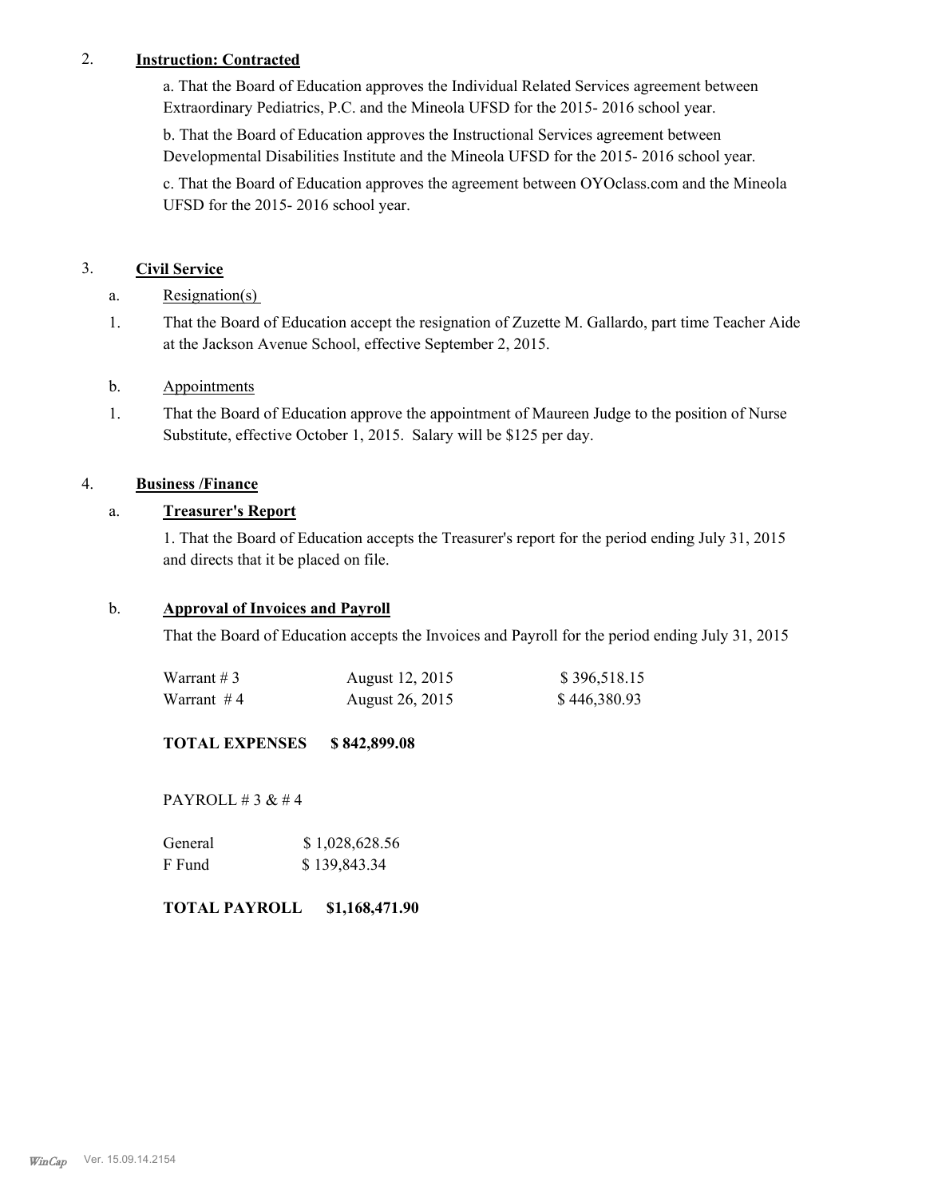2. **Instruction: Contracted**

a. That the Board of Education approves the Individual Related Services agreement between Extraordinary Pediatrics, P.C. and the Mineola UFSD for the 2015- 2016 school year.

b. That the Board of Education approves the Instructional Services agreement between Developmental Disabilities Institute and the Mineola UFSD for the 2015- 2016 school year.

c. That the Board of Education approves the agreement between OYOclass.com and the Mineola UFSD for the 2015- 2016 school year.

3. **Civil Service**

a. Resignation(s)

1. That the Board of Education accept the resignation of Zuzette M. Gallardo, part time Teacher Aide at the Jackson Avenue School, effective September 2, 2015.

b. Appointments

1. That the Board of Education approve the appointment of Maureen Judge to the position of Nurse Substitute, effective October 1, 2015. Salary will be $125 per day.

4. **Business /Finance**

a. **Treasurer's Report**

1. That the Board of Education accepts the Treasurer's report for the period ending July 31, 2015 and directs that it be placed on file.

b. **Approval of Invoices and Payroll**

That the Board of Education accepts the Invoices and Payroll for the period ending July 31, 2015

| | | |
|---|---|---|
| Warrant # 3 | August 12, 2015 | $ 396,518.15 |
| Warrant # 4 | August 26, 2015 | $ 446,380.93 |

**TOTAL EXPENSES $ 842,899.08**

PAYROLL # 3 & # 4

| | |
|---|---|
| General | $ 1,028,628.56 |
| F Fund | $ 139,843.34 |

**TOTAL PAYROLL $1,168,471.90**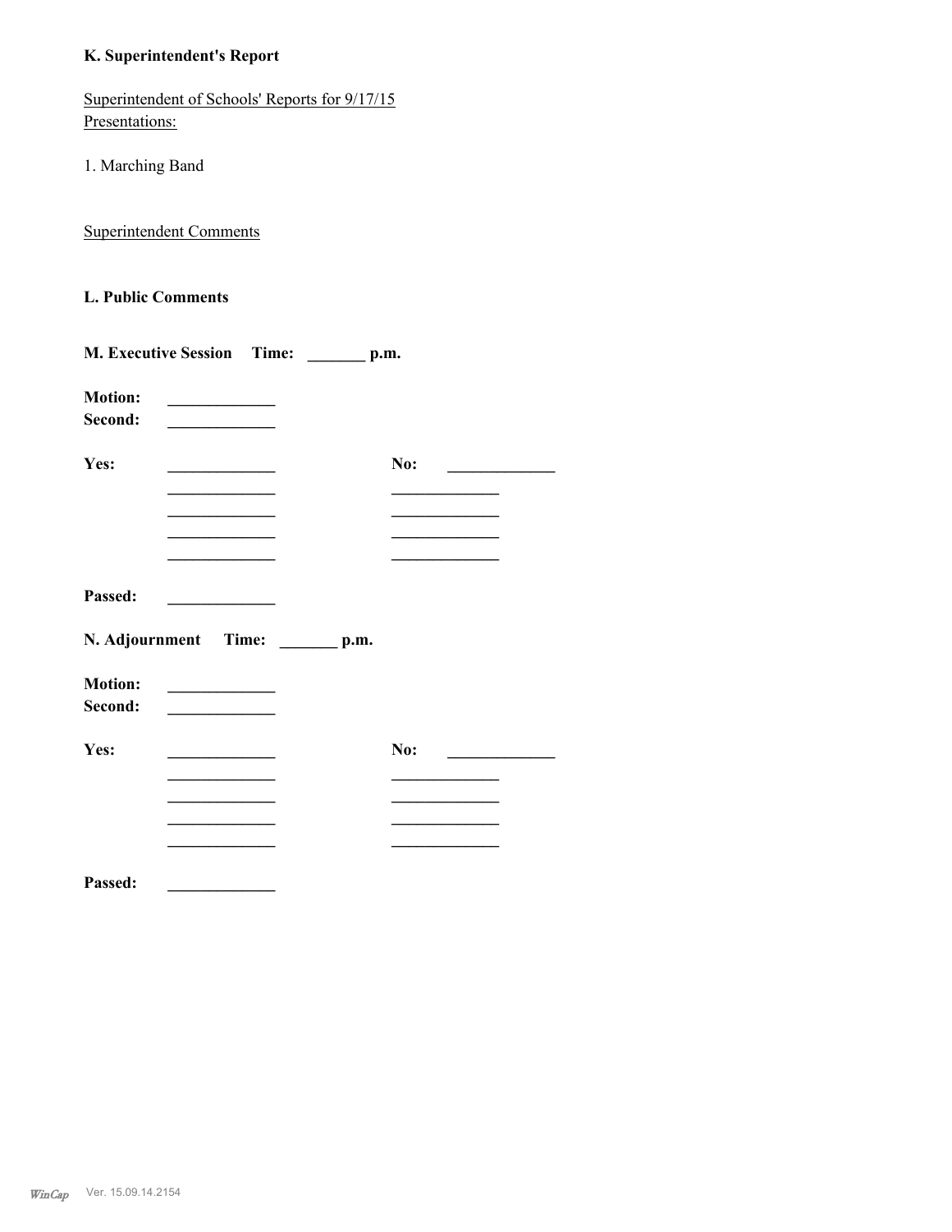**K. Superintendent's Report**

Superintendent of Schools' Reports for 9/17/15
Presentations:

1. Marching Band

Superintendent Comments

**L. Public Comments**

**M. Executive Session Time: _______ p.m.**

**Motion:** _____________
**Second:** _____________

| | | | |
|---|---|---|---|
| **Yes:** | _____________ | **No:** | _____________ |
| | _____________ | | _____________ |
| | _____________ | | _____________ |
| | _____________ | | _____________ |
| | _____________ | | _____________ |

**Passed:** _____________

**N. Adjournment Time: _______ p.m.**

**Motion:** _____________
**Second:** _____________

| | | | |
|---|---|---|---|
| **Yes:** | _____________ | **No:** | _____________ |
| | _____________ | | _____________ |
| | _____________ | | _____________ |
| | _____________ | | _____________ |
| | _____________ | | _____________ |

**Passed:** _____________